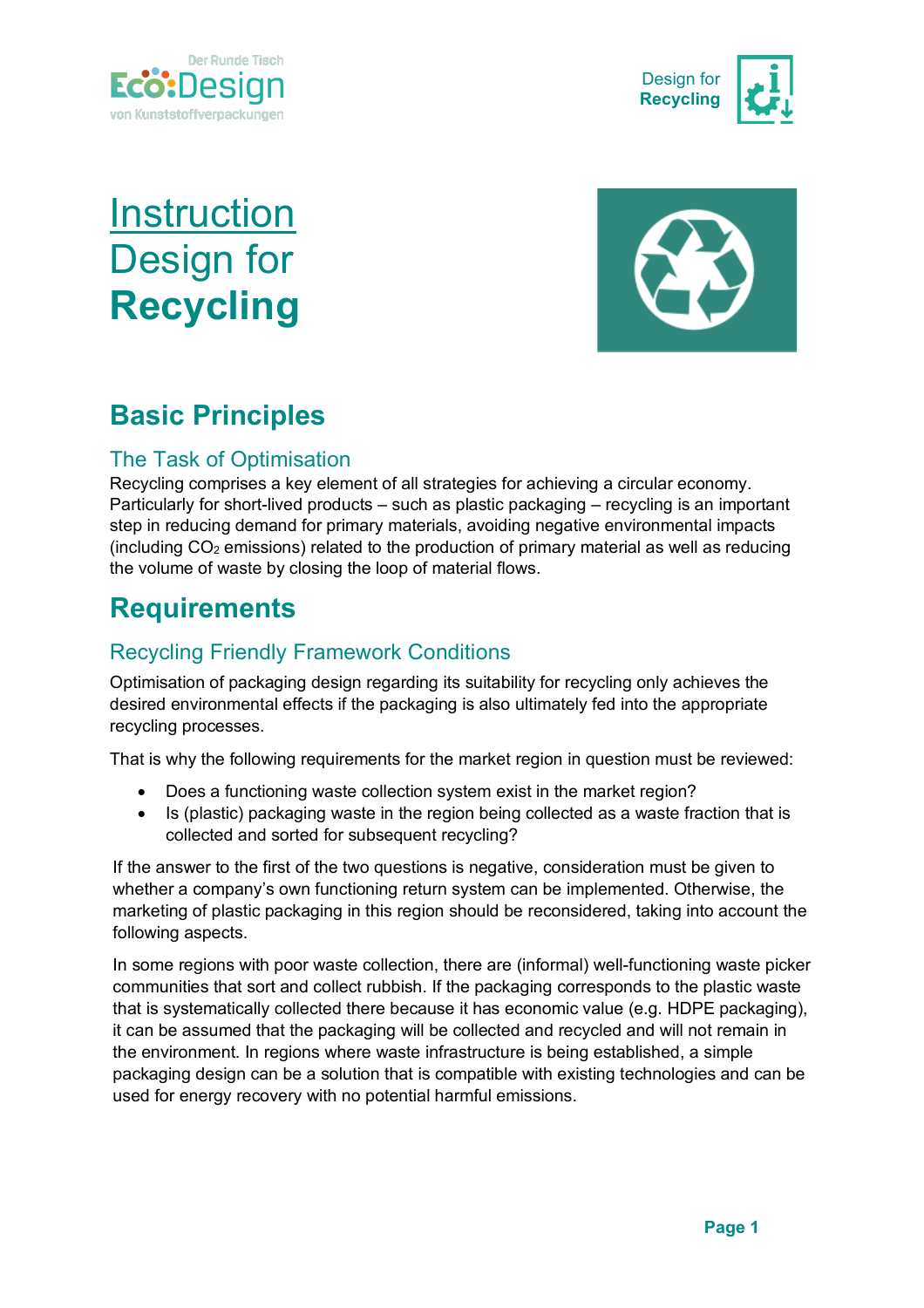# Instruction Design for Recycling

## Basic Principles

### The Task of Optimisation

Recycling comprises a key element of all strategies for achieving a circular economy. Particularly for short-lived products – such as plastic packaging – recycling is an important step in reducing demand for primary materials, avoiding negative environmental impacts (including $CO_2$ emissions) related to the production of primary material as well as reducing the volume of waste by closing the loop of material flows.

## Requirements

### Recycling Friendly Framework Conditions

Optimisation of packaging design regarding its suitability for recycling only achieves the desired environmental effects if the packaging is also ultimately fed into the appropriate recycling processes.

That is why the following requirements for the market region in question must be reviewed:

- Does a functioning waste collection system exist in the market region?
- Is (plastic) packaging waste in the region being collected as a waste fraction that is collected and sorted for subsequent recycling?

If the answer to the first of the two questions is negative, consideration must be given to whether a company's own functioning return system can be implemented. Otherwise, the marketing of plastic packaging in this region should be reconsidered, taking into account the following aspects.

In some regions with poor waste collection, there are (informal) well-functioning waste picker communities that sort and collect rubbish. If the packaging corresponds to the plastic waste that is systematically collected there because it has economic value (e.g. HDPE packaging), it can be assumed that the packaging will be collected and recycled and will not remain in the environment. In regions where waste infrastructure is being established, a simple packaging design can be a solution that is compatible with existing technologies and can be used for energy recovery with no potential harmful emissions.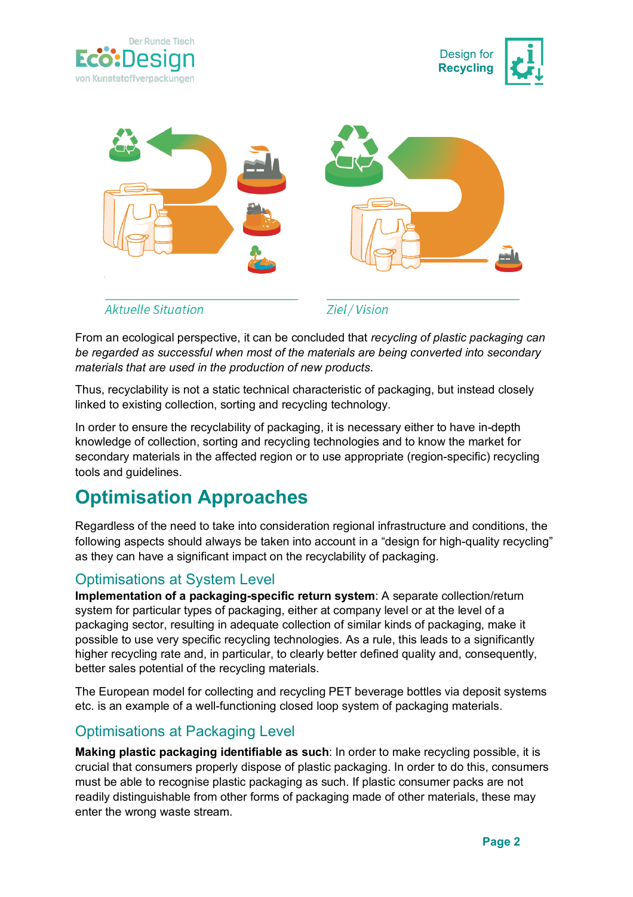Aktuelle Situation

Ziel / Vision

From an ecological perspective, it can be concluded that *recycling of plastic packaging can be regarded as successful when most of the materials are being converted into secondary materials that are used in the production of new products*.

Thus, recyclability is not a static technical characteristic of packaging, but instead closely linked to existing collection, sorting and recycling technology.

In order to ensure the recyclability of packaging, it is necessary either to have in-depth knowledge of collection, sorting and recycling technologies and to know the market for secondary materials in the affected region or to use appropriate (region-specific) recycling tools and guidelines.

# Optimisation Approaches

Regardless of the need to take into consideration regional infrastructure and conditions, the following aspects should always be taken into account in a "design for high-quality recycling" as they can have a significant impact on the recyclability of packaging.

## Optimisations at System Level

**Implementation of a packaging-specific return system**: A separate collection/return system for particular types of packaging, either at company level or at the level of a packaging sector, resulting in adequate collection of similar kinds of packaging, make it possible to use very specific recycling technologies. As a rule, this leads to a significantly higher recycling rate and, in particular, to clearly better defined quality and, consequently, better sales potential of the recycling materials.

The European model for collecting and recycling PET beverage bottles via deposit systems etc. is an example of a well-functioning closed loop system of packaging materials.

## Optimisations at Packaging Level

**Making plastic packaging identifiable as such**: In order to make recycling possible, it is crucial that consumers properly dispose of plastic packaging. In order to do this, consumers must be able to recognise plastic packaging as such. If plastic consumer packs are not readily distinguishable from other forms of packaging made of other materials, these may enter the wrong waste stream.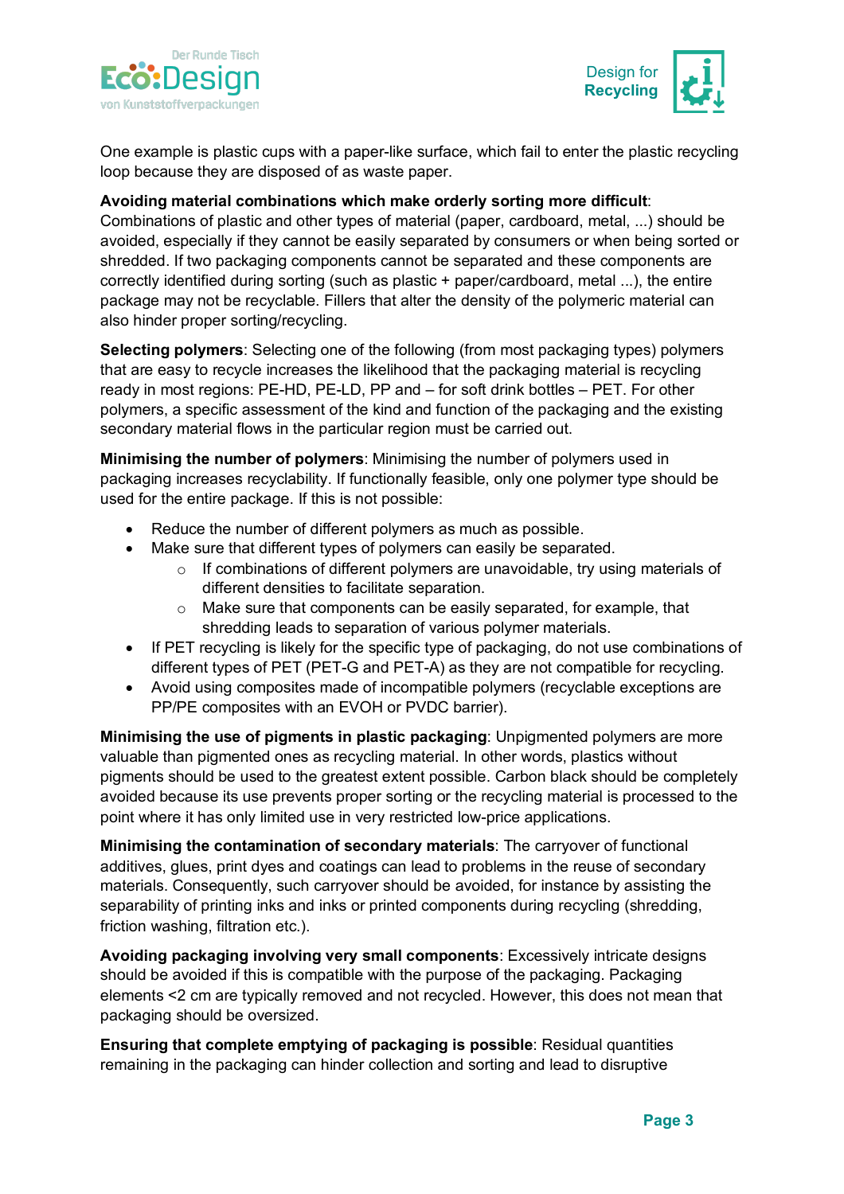One example is plastic cups with a paper-like surface, which fail to enter the plastic recycling loop because they are disposed of as waste paper.

**Avoiding material combinations which make orderly sorting more difficult**: Combinations of plastic and other types of material (paper, cardboard, metal, ...) should be avoided, especially if they cannot be easily separated by consumers or when being sorted or shredded. If two packaging components cannot be separated and these components are correctly identified during sorting (such as plastic + paper/cardboard, metal ...), the entire package may not be recyclable. Fillers that alter the density of the polymeric material can also hinder proper sorting/recycling.

**Selecting polymers**: Selecting one of the following (from most packaging types) polymers that are easy to recycle increases the likelihood that the packaging material is recycling ready in most regions: PE-HD, PE-LD, PP and – for soft drink bottles – PET. For other polymers, a specific assessment of the kind and function of the packaging and the existing secondary material flows in the particular region must be carried out.

**Minimising the number of polymers**: Minimising the number of polymers used in packaging increases recyclability. If functionally feasible, only one polymer type should be used for the entire package. If this is not possible:

- Reduce the number of different polymers as much as possible.
- Make sure that different types of polymers can easily be separated.
    - If combinations of different polymers are unavoidable, try using materials of different densities to facilitate separation.
    - Make sure that components can be easily separated, for example, that shredding leads to separation of various polymer materials.
- If PET recycling is likely for the specific type of packaging, do not use combinations of different types of PET (PET-G and PET-A) as they are not compatible for recycling.
- Avoid using composites made of incompatible polymers (recyclable exceptions are PP/PE composites with an EVOH or PVDC barrier).

**Minimising the use of pigments in plastic packaging**: Unpigmented polymers are more valuable than pigmented ones as recycling material. In other words, plastics without pigments should be used to the greatest extent possible. Carbon black should be completely avoided because its use prevents proper sorting or the recycling material is processed to the point where it has only limited use in very restricted low-price applications.

**Minimising the contamination of secondary materials**: The carryover of functional additives, glues, print dyes and coatings can lead to problems in the reuse of secondary materials. Consequently, such carryover should be avoided, for instance by assisting the separability of printing inks and inks or printed components during recycling (shredding, friction washing, filtration etc.).

**Avoiding packaging involving very small components**: Excessively intricate designs should be avoided if this is compatible with the purpose of the packaging. Packaging elements <2 cm are typically removed and not recycled. However, this does not mean that packaging should be oversized.

**Ensuring that complete emptying of packaging is possible**: Residual quantities remaining in the packaging can hinder collection and sorting and lead to disruptive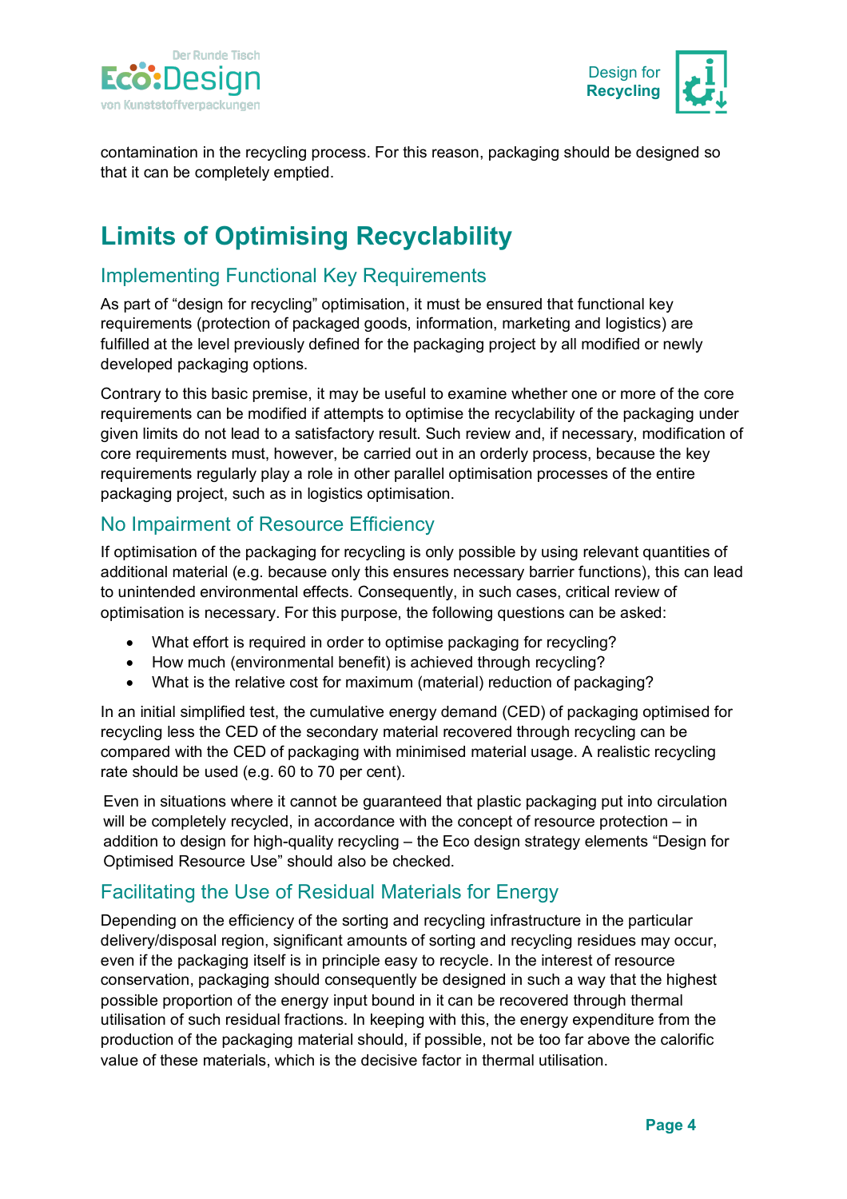contamination in the recycling process. For this reason, packaging should be designed so that it can be completely emptied.

# Limits of Optimising Recyclability

## Implementing Functional Key Requirements

As part of "design for recycling" optimisation, it must be ensured that functional key requirements (protection of packaged goods, information, marketing and logistics) are fulfilled at the level previously defined for the packaging project by all modified or newly developed packaging options.

Contrary to this basic premise, it may be useful to examine whether one or more of the core requirements can be modified if attempts to optimise the recyclability of the packaging under given limits do not lead to a satisfactory result. Such review and, if necessary, modification of core requirements must, however, be carried out in an orderly process, because the key requirements regularly play a role in other parallel optimisation processes of the entire packaging project, such as in logistics optimisation.

## No Impairment of Resource Efficiency

If optimisation of the packaging for recycling is only possible by using relevant quantities of additional material (e.g. because only this ensures necessary barrier functions), this can lead to unintended environmental effects. Consequently, in such cases, critical review of optimisation is necessary. For this purpose, the following questions can be asked:

- What effort is required in order to optimise packaging for recycling?
- How much (environmental benefit) is achieved through recycling?
- What is the relative cost for maximum (material) reduction of packaging?

In an initial simplified test, the cumulative energy demand (CED) of packaging optimised for recycling less the CED of the secondary material recovered through recycling can be compared with the CED of packaging with minimised material usage. A realistic recycling rate should be used (e.g. 60 to 70 per cent).

Even in situations where it cannot be guaranteed that plastic packaging put into circulation will be completely recycled, in accordance with the concept of resource protection – in addition to design for high-quality recycling – the Eco design strategy elements "Design for Optimised Resource Use" should also be checked.

## Facilitating the Use of Residual Materials for Energy

Depending on the efficiency of the sorting and recycling infrastructure in the particular delivery/disposal region, significant amounts of sorting and recycling residues may occur, even if the packaging itself is in principle easy to recycle. In the interest of resource conservation, packaging should consequently be designed in such a way that the highest possible proportion of the energy input bound in it can be recovered through thermal utilisation of such residual fractions. In keeping with this, the energy expenditure from the production of the packaging material should, if possible, not be too far above the calorific value of these materials, which is the decisive factor in thermal utilisation.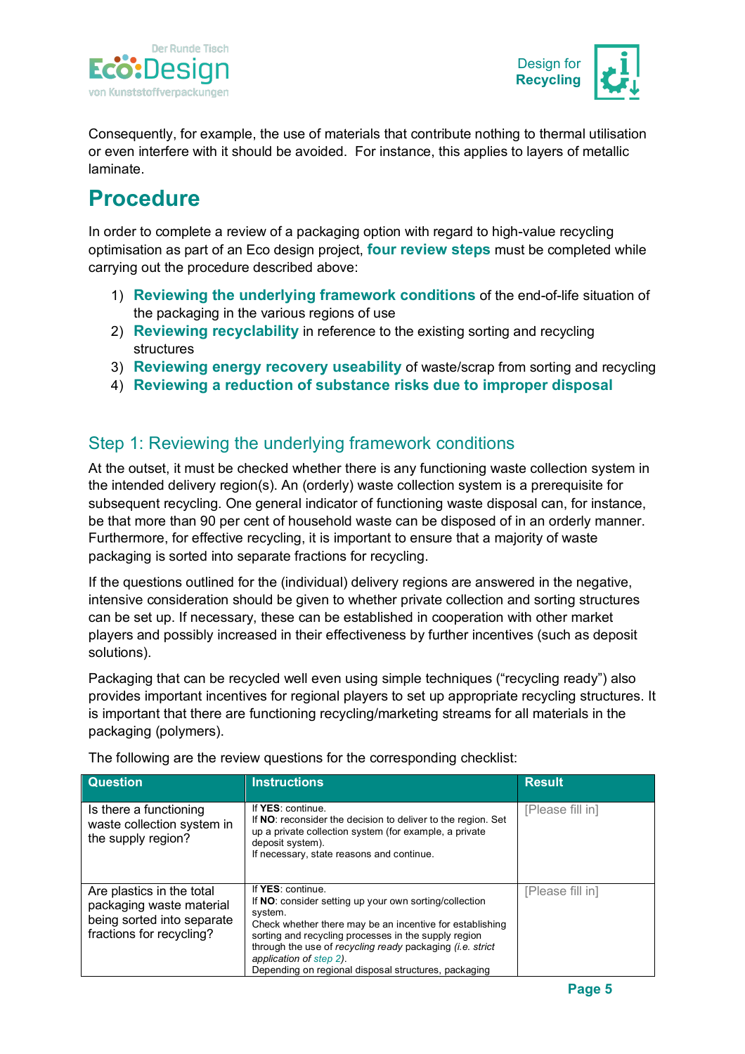Consequently, for example, the use of materials that contribute nothing to thermal utilisation or even interfere with it should be avoided. For instance, this applies to layers of metallic laminate.

# Procedure

In order to complete a review of a packaging option with regard to high-value recycling optimisation as part of an Eco design project, **four review steps** must be completed while carrying out the procedure described above:

1) **Reviewing the underlying framework conditions** of the end-of-life situation of the packaging in the various regions of use
2) **Reviewing recyclability** in reference to the existing sorting and recycling structures
3) **Reviewing energy recovery useability** of waste/scrap from sorting and recycling
4) **Reviewing a reduction of substance risks due to improper disposal**

## Step 1: Reviewing the underlying framework conditions

At the outset, it must be checked whether there is any functioning waste collection system in the intended delivery region(s). An (orderly) waste collection system is a prerequisite for subsequent recycling. One general indicator of functioning waste disposal can, for instance, be that more than 90 per cent of household waste can be disposed of in an orderly manner. Furthermore, for effective recycling, it is important to ensure that a majority of waste packaging is sorted into separate fractions for recycling.

If the questions outlined for the (individual) delivery regions are answered in the negative, intensive consideration should be given to whether private collection and sorting structures can be set up. If necessary, these can be established in cooperation with other market players and possibly increased in their effectiveness by further incentives (such as deposit solutions).

Packaging that can be recycled well even using simple techniques ("recycling ready") also provides important incentives for regional players to set up appropriate recycling structures. It is important that there are functioning recycling/marketing streams for all materials in the packaging (polymers).

The following are the review questions for the corresponding checklist:

| Question | Instructions | Result |
|---|---|---|
| Is there a functioning waste collection system in the supply region? | If **YES**: continue.<br>If **NO**: reconsider the decision to deliver to the region. Set up a private collection system (for example, a private deposit system).<br>If necessary, state reasons and continue. | [Please fill in] |
| Are plastics in the total packaging waste material being sorted into separate fractions for recycling? | If **YES**: continue.<br>If **NO**: consider setting up your own sorting/collection system.<br>Check whether there may be an incentive for establishing sorting and recycling processes in the supply region through the use of *recycling ready* packaging *(i.e. strict application of step 2)*.<br>Depending on regional disposal structures, packaging | [Please fill in] |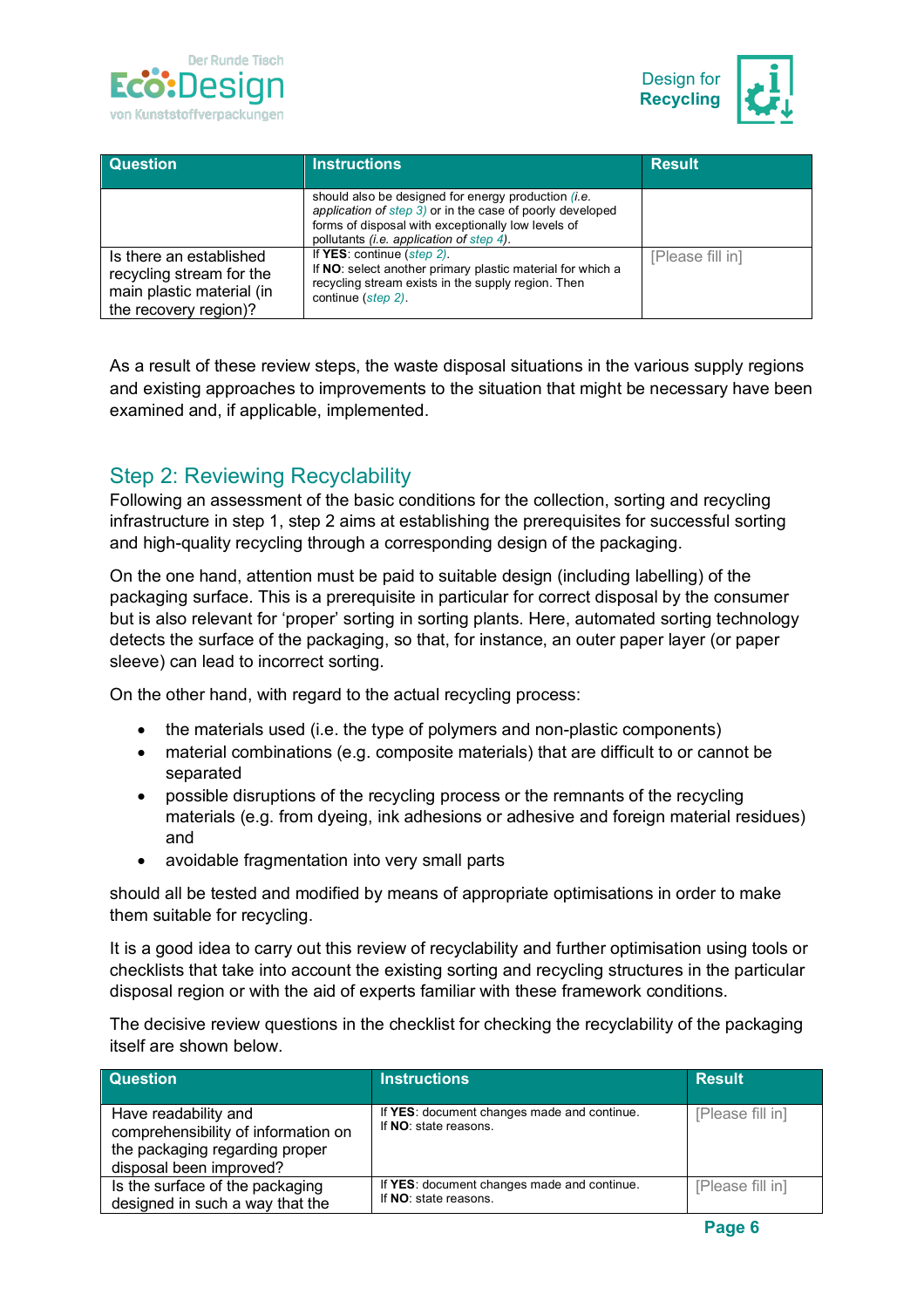| Question | Instructions | Result |
|---|---|---|
| | should also be designed for energy production *(i.e. application of step 3)* or in the case of poorly developed forms of disposal with exceptionally low levels of pollutants *(i.e. application of step 4)*. | |
| Is there an established recycling stream for the main plastic material (in the recovery region)? | If **YES**: continue (*step 2*).<br>If **NO**: select another primary plastic material for which a recycling stream exists in the supply region. Then continue (*step 2*). | [Please fill in] |

As a result of these review steps, the waste disposal situations in the various supply regions and existing approaches to improvements to the situation that might be necessary have been examined and, if applicable, implemented.

## Step 2: Reviewing Recyclability

Following an assessment of the basic conditions for the collection, sorting and recycling infrastructure in step 1, step 2 aims at establishing the prerequisites for successful sorting and high-quality recycling through a corresponding design of the packaging.

On the one hand, attention must be paid to suitable design (including labelling) of the packaging surface. This is a prerequisite in particular for correct disposal by the consumer but is also relevant for 'proper' sorting in sorting plants. Here, automated sorting technology detects the surface of the packaging, so that, for instance, an outer paper layer (or paper sleeve) can lead to incorrect sorting.

On the other hand, with regard to the actual recycling process:

- the materials used (i.e. the type of polymers and non-plastic components)
- material combinations (e.g. composite materials) that are difficult to or cannot be separated
- possible disruptions of the recycling process or the remnants of the recycling materials (e.g. from dyeing, ink adhesions or adhesive and foreign material residues) and
- avoidable fragmentation into very small parts

should all be tested and modified by means of appropriate optimisations in order to make them suitable for recycling.

It is a good idea to carry out this review of recyclability and further optimisation using tools or checklists that take into account the existing sorting and recycling structures in the particular disposal region or with the aid of experts familiar with these framework conditions.

The decisive review questions in the checklist for checking the recyclability of the packaging itself are shown below.

| Question | Instructions | Result |
|---|---|---|
| Have readability and comprehensibility of information on the packaging regarding proper disposal been improved? | If **YES**: document changes made and continue.<br>If **NO**: state reasons. | [Please fill in] |
| Is the surface of the packaging designed in such a way that the | If **YES**: document changes made and continue.<br>If **NO**: state reasons. | [Please fill in] |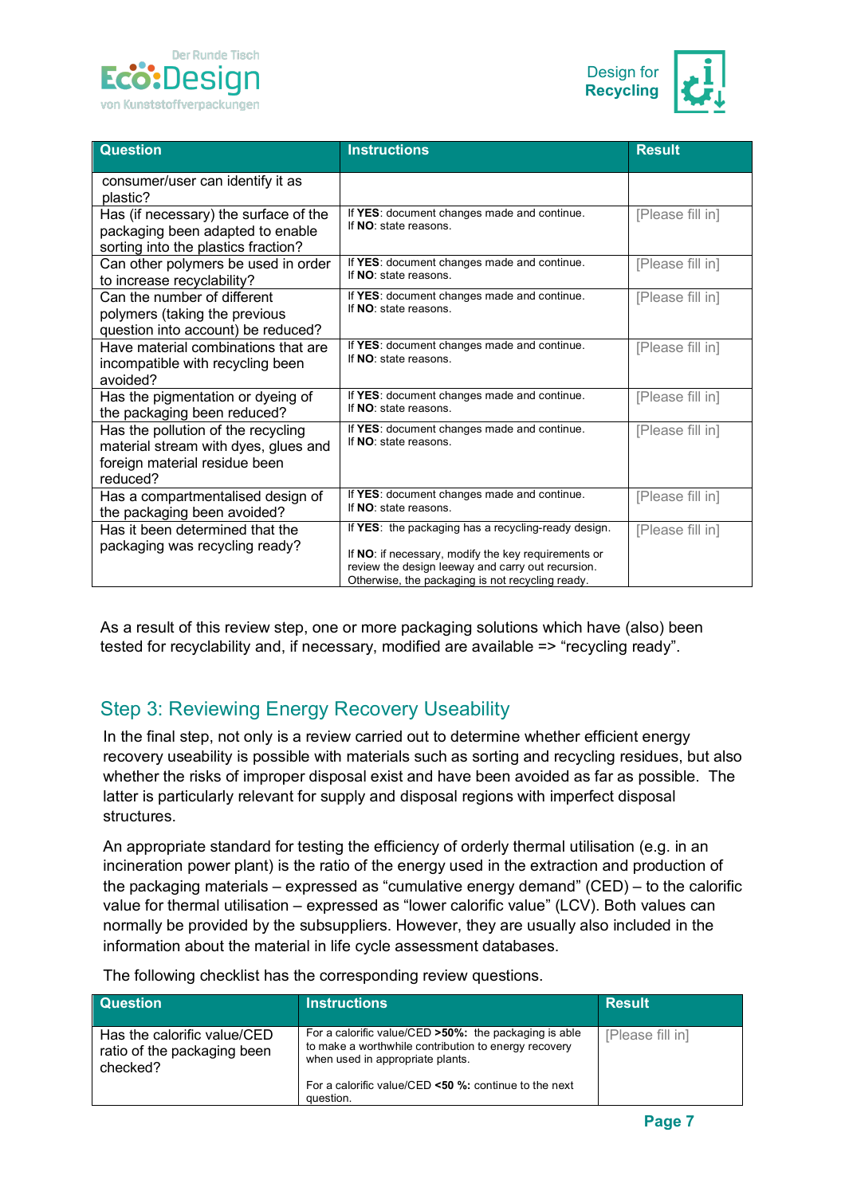| Question | Instructions | Result |
|---|---|---|
| consumer/user can identify it as plastic? | | |
| Has (if necessary) the surface of the packaging been adapted to enable sorting into the plastics fraction? | If **YES**: document changes made and continue. If **NO**: state reasons. | [Please fill in] |
| Can other polymers be used in order to increase recyclability? | If **YES**: document changes made and continue. If **NO**: state reasons. | [Please fill in] |
| Can the number of different polymers (taking the previous question into account) be reduced? | If **YES**: document changes made and continue. If **NO**: state reasons. | [Please fill in] |
| Have material combinations that are incompatible with recycling been avoided? | If **YES**: document changes made and continue. If **NO**: state reasons. | [Please fill in] |
| Has the pigmentation or dyeing of the packaging been reduced? | If **YES**: document changes made and continue. If **NO**: state reasons. | [Please fill in] |
| Has the pollution of the recycling material stream with dyes, glues and foreign material residue been reduced? | If **YES**: document changes made and continue. If **NO**: state reasons. | [Please fill in] |
| Has a compartmentalised design of the packaging been avoided? | If **YES**: document changes made and continue. If **NO**: state reasons. | [Please fill in] |
| Has it been determined that the packaging was recycling ready? | If **YES**: the packaging has a recycling-ready design. If **NO**: if necessary, modify the key requirements or review the design leeway and carry out recursion. Otherwise, the packaging is not recycling ready. | [Please fill in] |

As a result of this review step, one or more packaging solutions which have (also) been tested for recyclability and, if necessary, modified are available => "recycling ready".

## Step 3: Reviewing Energy Recovery Useability

In the final step, not only is a review carried out to determine whether efficient energy recovery useability is possible with materials such as sorting and recycling residues, but also whether the risks of improper disposal exist and have been avoided as far as possible. The latter is particularly relevant for supply and disposal regions with imperfect disposal structures.

An appropriate standard for testing the efficiency of orderly thermal utilisation (e.g. in an incineration power plant) is the ratio of the energy used in the extraction and production of the packaging materials – expressed as "cumulative energy demand" (CED) – to the calorific value for thermal utilisation – expressed as "lower calorific value" (LCV). Both values can normally be provided by the subsuppliers. However, they are usually also included in the information about the material in life cycle assessment databases.

The following checklist has the corresponding review questions.

| Question | Instructions | Result |
|---|---|---|
| Has the calorific value/CED ratio of the packaging been checked? | For a calorific value/CED **>50%:** the packaging is able to make a worthwhile contribution to energy recovery when used in appropriate plants. For a calorific value/CED **<50 %:** continue to the next question. | [Please fill in] |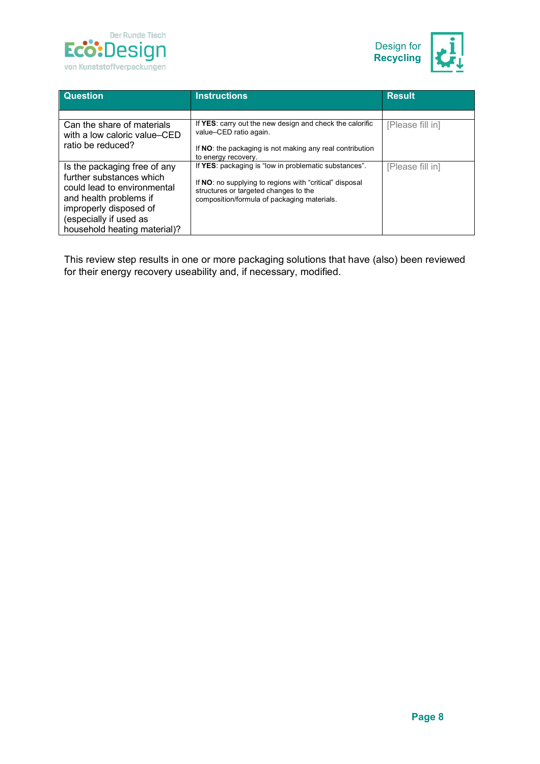| Question | Instructions | Result |
|---|---|---|
| | | |
| Can the share of materials with a low caloric value–CED ratio be reduced? | If **YES**: carry out the new design and check the calorific value–CED ratio again.<br><br>If **NO**: the packaging is not making any real contribution to energy recovery. | [Please fill in] |
| Is the packaging free of any further substances which could lead to environmental and health problems if improperly disposed of (especially if used as household heating material)? | If **YES**: packaging is “low in problematic substances”.<br><br>If **NO**: no supplying to regions with “critical” disposal structures or targeted changes to the composition/formula of packaging materials. | [Please fill in] |

This review step results in one or more packaging solutions that have (also) been reviewed for their energy recovery useability and, if necessary, modified.